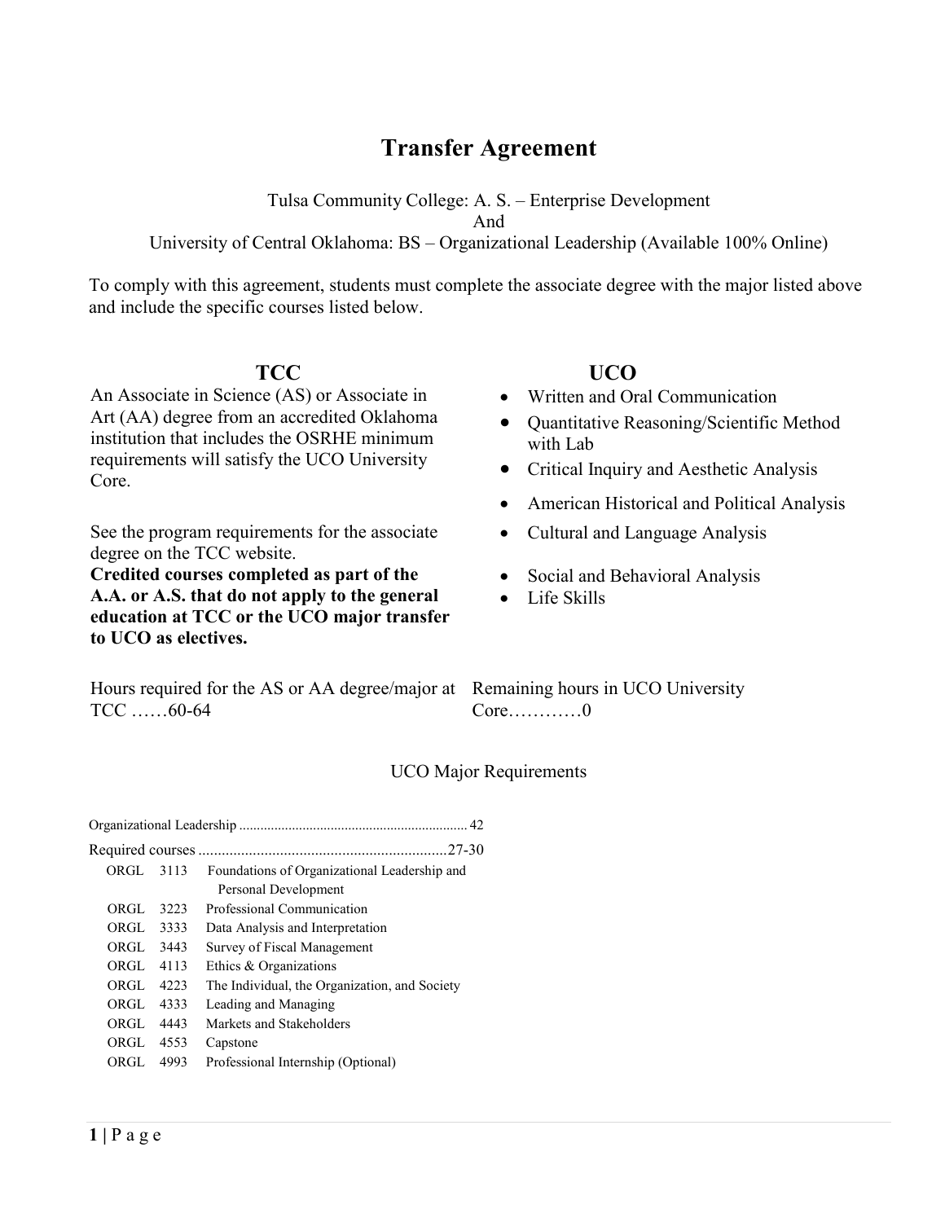# Transfer Agreement

Tulsa Community College: A. S. – Enterprise Development
And
University of Central Oklahoma: BS – Organizational Leadership (Available 100% Online)

To comply with this agreement, students must complete the associate degree with the major listed above and include the specific courses listed below.

## TCC

An Associate in Science (AS) or Associate in Art (AA) degree from an accredited Oklahoma institution that includes the OSRHE minimum requirements will satisfy the UCO University Core.

See the program requirements for the associate degree on the TCC website.
**Credited courses completed as part of the A.A. or A.S. that do not apply to the general education at TCC or the UCO major transfer to UCO as electives.**

Hours required for the AS or AA degree/major at TCC ……60-64

## UCO

- Written and Oral Communication
- Quantitative Reasoning/Scientific Method with Lab
- Critical Inquiry and Aesthetic Analysis
- American Historical and Political Analysis
- Cultural and Language Analysis
- Social and Behavioral Analysis
- Life Skills

Remaining hours in UCO University Core…………0

## UCO Major Requirements

Organizational Leadership ................................................................ 42

Required courses ................................................................27-30

| | | |
|---|---|---|
| ORGL | 3113 | Foundations of Organizational Leadership and Personal Development |
| ORGL | 3223 | Professional Communication |
| ORGL | 3333 | Data Analysis and Interpretation |
| ORGL | 3443 | Survey of Fiscal Management |
| ORGL | 4113 | Ethics & Organizations |
| ORGL | 4223 | The Individual, the Organization, and Society |
| ORGL | 4333 | Leading and Managing |
| ORGL | 4443 | Markets and Stakeholders |
| ORGL | 4553 | Capstone |
| ORGL | 4993 | Professional Internship (Optional) |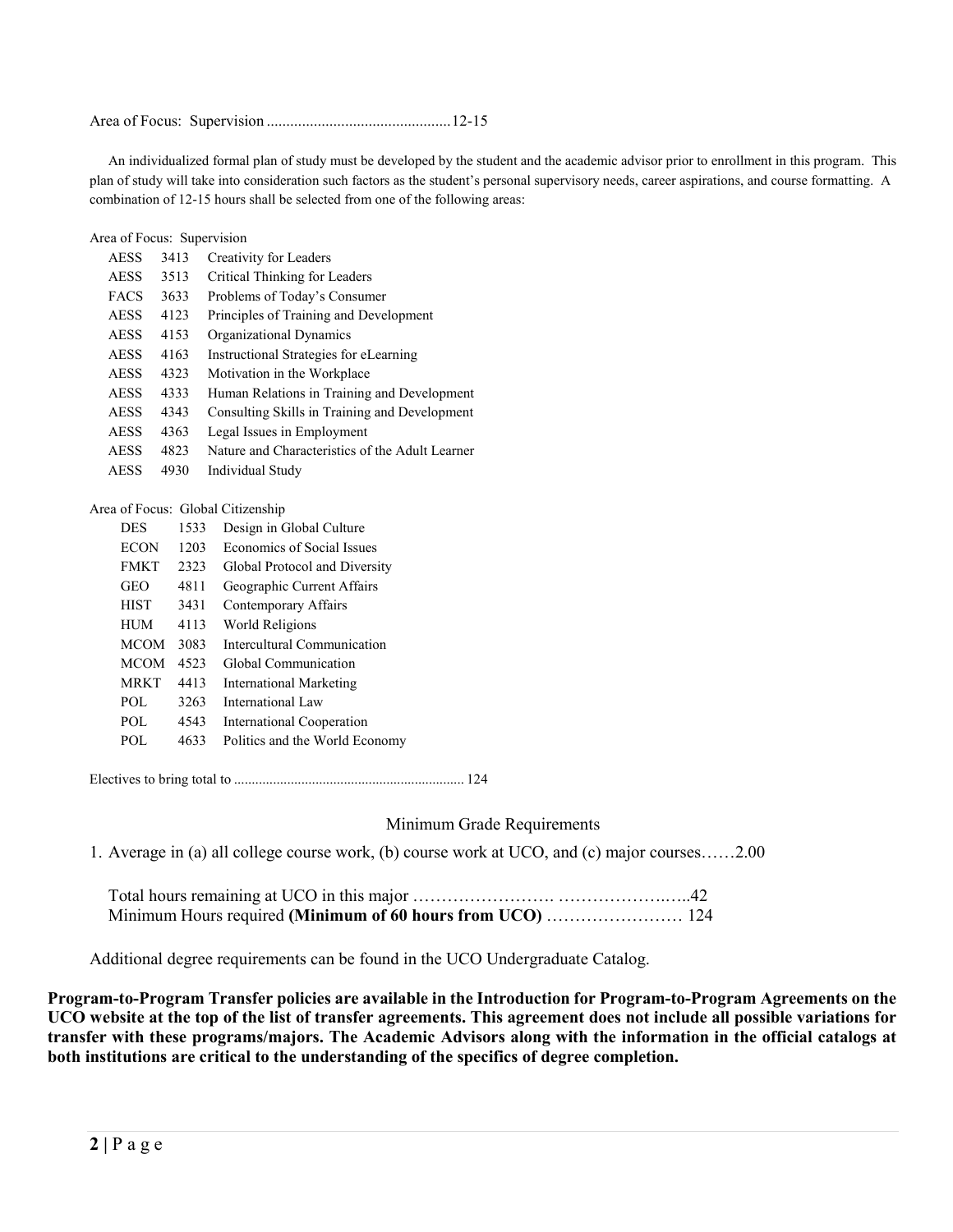Area of Focus: Supervision ..............................................12-15

An individualized formal plan of study must be developed by the student and the academic advisor prior to enrollment in this program. This plan of study will take into consideration such factors as the student's personal supervisory needs, career aspirations, and course formatting. A combination of 12-15 hours shall be selected from one of the following areas:

Area of Focus: Supervision

| | | |
|---|---|---|
| AESS | 3413 | Creativity for Leaders |
| AESS | 3513 | Critical Thinking for Leaders |
| FACS | 3633 | Problems of Today's Consumer |
| AESS | 4123 | Principles of Training and Development |
| AESS | 4153 | Organizational Dynamics |
| AESS | 4163 | Instructional Strategies for eLearning |
| AESS | 4323 | Motivation in the Workplace |
| AESS | 4333 | Human Relations in Training and Development |
| AESS | 4343 | Consulting Skills in Training and Development |
| AESS | 4363 | Legal Issues in Employment |
| AESS | 4823 | Nature and Characteristics of the Adult Learner |
| AESS | 4930 | Individual Study |

Area of Focus: Global Citizenship

| | | |
|---|---|---|
| DES | 1533 | Design in Global Culture |
| ECON | 1203 | Economics of Social Issues |
| FMKT | 2323 | Global Protocol and Diversity |
| GEO | 4811 | Geographic Current Affairs |
| HIST | 3431 | Contemporary Affairs |
| HUM | 4113 | World Religions |
| MCOM | 3083 | Intercultural Communication |
| MCOM | 4523 | Global Communication |
| MRKT | 4413 | International Marketing |
| POL | 3263 | International Law |
| POL | 4543 | International Cooperation |
| POL | 4633 | Politics and the World Economy |

Electives to bring total to ................................................................. 124

## Minimum Grade Requirements

1. Average in (a) all college course work, (b) course work at UCO, and (c) major courses……2.00

Total hours remaining at UCO in this major ……………………. …………………..…..42
Minimum Hours required **(Minimum of 60 hours from UCO)** …………………… 124

Additional degree requirements can be found in the UCO Undergraduate Catalog.

**Program-to-Program Transfer policies are available in the Introduction for Program-to-Program Agreements on the UCO website at the top of the list of transfer agreements. This agreement does not include all possible variations for transfer with these programs/majors. The Academic Advisors along with the information in the official catalogs at both institutions are critical to the understanding of the specifics of degree completion.**